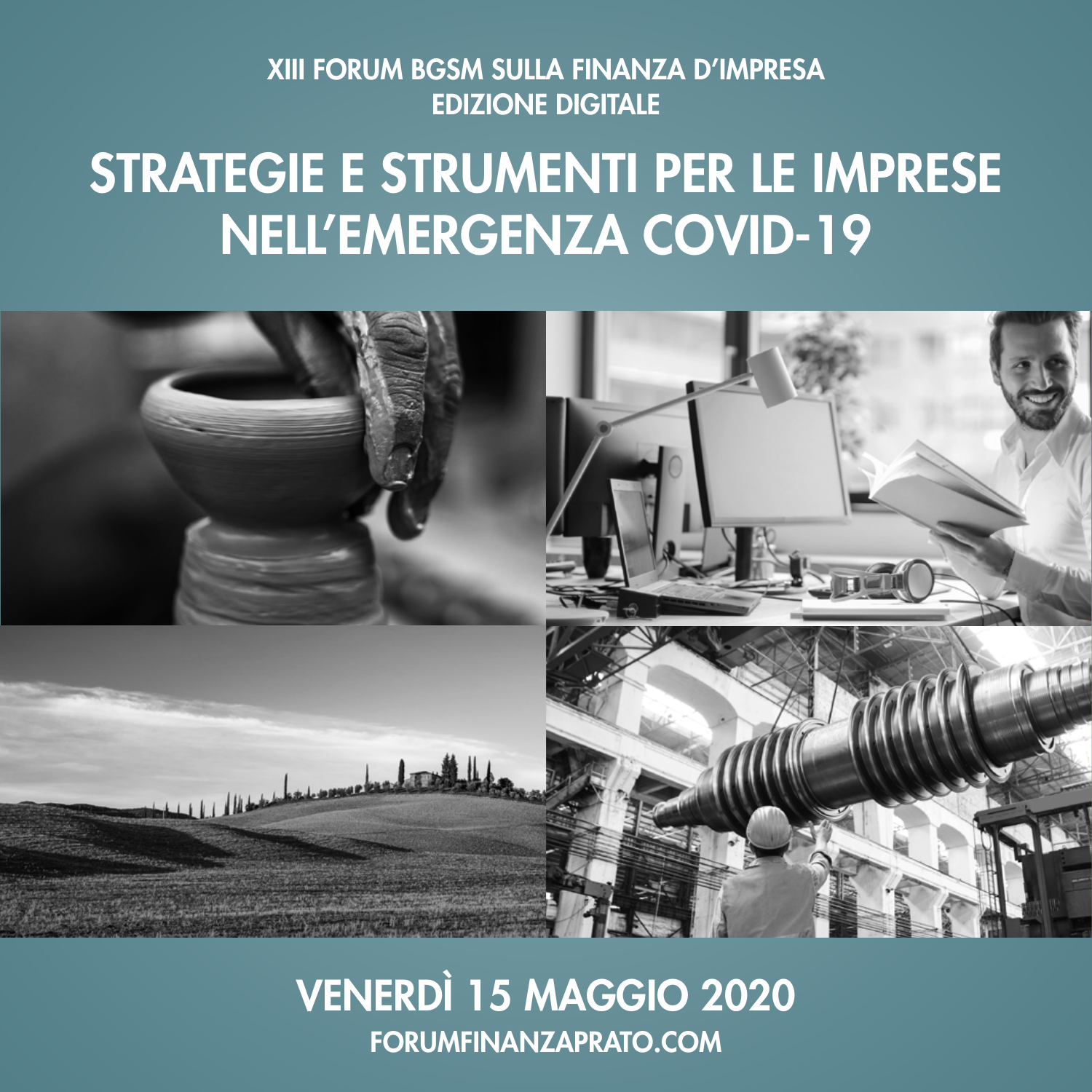XIII FORUM BGSM SULLA FINANZA D'IMPRESA
EDIZIONE DIGITALE

# STRATEGIE E STRUMENTI PER LE IMPRESE NELL'EMERGENZA COVID-19

## VENERDÌ 15 MAGGIO 2020

FORUMFINANZAPRATO.COM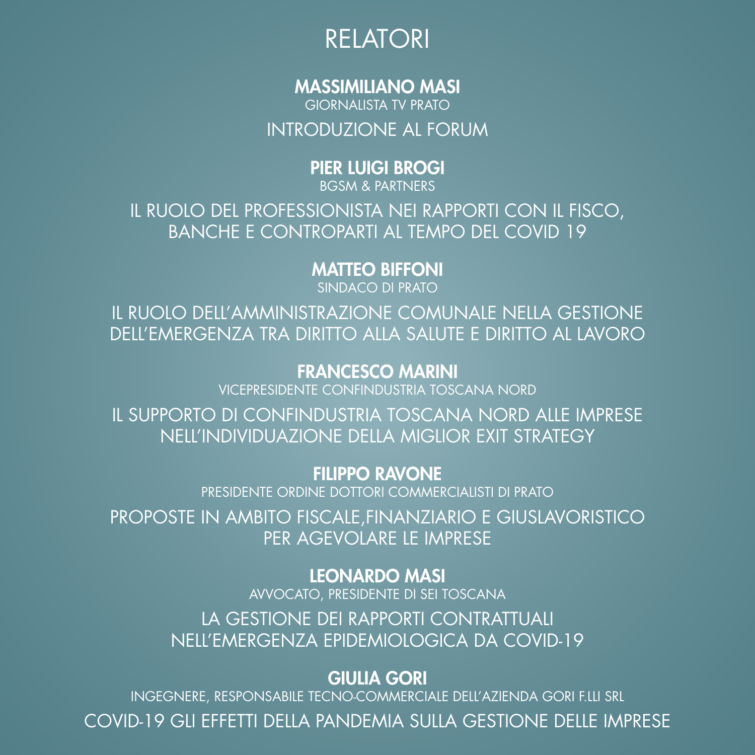# RELATORI

**MASSIMILIANO MASI**
GIORNALISTA TV PRATO
INTRODUZIONE AL FORUM

**PIER LUIGI BROGI**
BGSM & PARTNERS
IL RUOLO DEL PROFESSIONISTA NEI RAPPORTI CON IL FISCO, BANCHE E CONTROPARTI AL TEMPO DEL COVID 19

**MATTEO BIFFONI**
SINDACO DI PRATO
IL RUOLO DELL'AMMINISTRAZIONE COMUNALE NELLA GESTIONE DELL'EMERGENZA TRA DIRITTO ALLA SALUTE E DIRITTO AL LAVORO

**FRANCESCO MARINI**
VICEPRESIDENTE CONFINDUSTRIA TOSCANA NORD
IL SUPPORTO DI CONFINDUSTRIA TOSCANA NORD ALLE IMPRESE NELL'INDIVIDUAZIONE DELLA MIGLIOR EXIT STRATEGY

**FILIPPO RAVONE**
PRESIDENTE ORDINE DOTTORI COMMERCIALISTI DI PRATO
PROPOSTE IN AMBITO FISCALE,FINANZIARIO E GIUSLAVORISTICO PER AGEVOLARE LE IMPRESE

**LEONARDO MASI**
AVVOCATO, PRESIDENTE DI SEI TOSCANA
LA GESTIONE DEI RAPPORTI CONTRATTUALI NELL'EMERGENZA EPIDEMIOLOGICA DA COVID-19

**GIULIA GORI**
INGEGNERE, RESPONSABILE TECNO-COMMERCIALE DELL'AZIENDA GORI F.LLI SRL
COVID-19 GLI EFFETTI DELLA PANDEMIA SULLA GESTIONE DELLE IMPRESE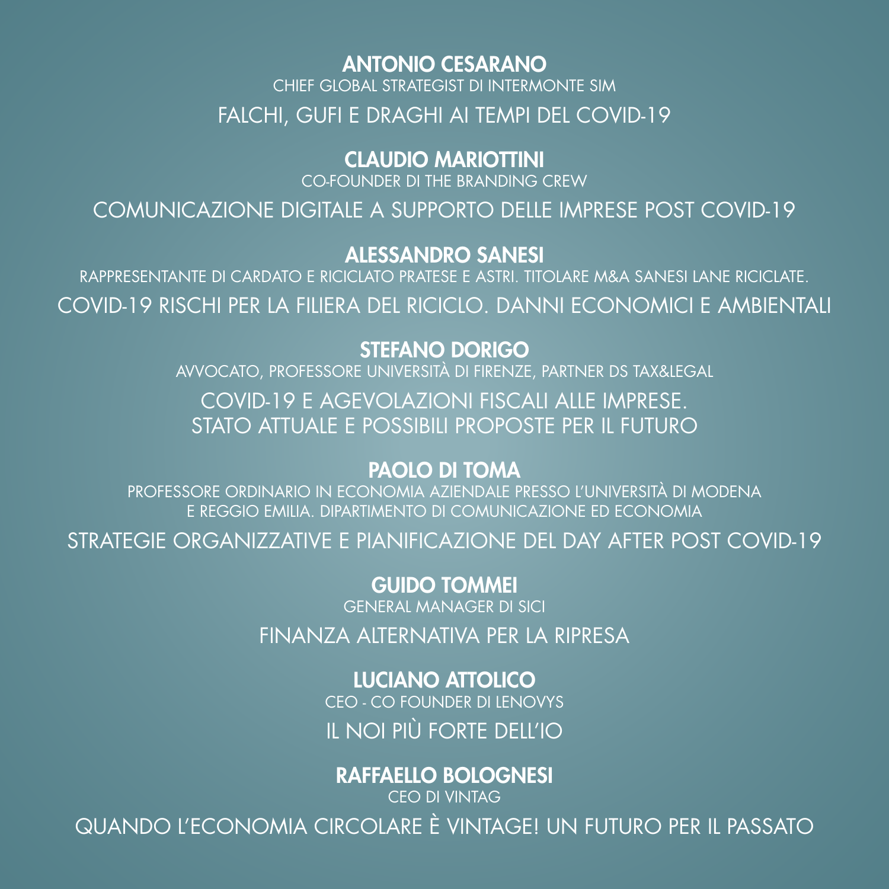**ANTONIO CESARANO**
CHIEF GLOBAL STRATEGIST DI INTERMONTE SIM

FALCHI, GUFI E DRAGHI AI TEMPI DEL COVID-19

**CLAUDIO MARIOTTINI**
CO-FOUNDER DI THE BRANDING CREW

COMUNICAZIONE DIGITALE A SUPPORTO DELLE IMPRESE POST COVID-19

**ALESSANDRO SANESI**
RAPPRESENTANTE DI CARDATO E RICICLATO PRATESE E ASTRI. TITOLARE M&A SANESI LANE RICICLATE.

COVID-19 RISCHI PER LA FILIERA DEL RICICLO. DANNI ECONOMICI E AMBIENTALI

**STEFANO DORIGO**
AVVOCATO, PROFESSORE UNIVERSITÀ DI FIRENZE, PARTNER DS TAX&LEGAL

COVID-19 E AGEVOLAZIONI FISCALI ALLE IMPRESE.
STATO ATTUALE E POSSIBILI PROPOSTE PER IL FUTURO

**PAOLO DI TOMA**
PROFESSORE ORDINARIO IN ECONOMIA AZIENDALE PRESSO L'UNIVERSITÀ DI MODENA
E REGGIO EMILIA. DIPARTIMENTO DI COMUNICAZIONE ED ECONOMIA

STRATEGIE ORGANIZZATIVE E PIANIFICAZIONE DEL DAY AFTER POST COVID-19

**GUIDO TOMMEI**
GENERAL MANAGER DI SICI

FINANZA ALTERNATIVA PER LA RIPRESA

**LUCIANO ATTOLICO**
CEO - CO FOUNDER DI LENOVYS

IL NOI PIÙ FORTE DELL'IO

**RAFFAELLO BOLOGNESI**
CEO DI VINTAG

QUANDO L'ECONOMIA CIRCOLARE È VINTAGE! UN FUTURO PER IL PASSATO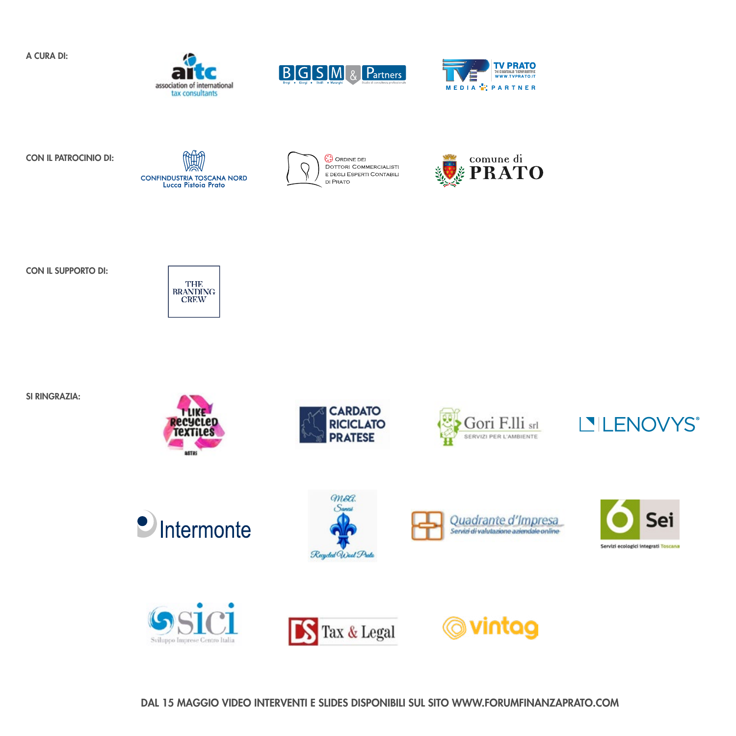A CURA DI:

aitc association of international tax consultants

BGSM & Partners

TV PRATO WWW.TVPRATO.IT MEDIA PARTNER

CON IL PATROCINIO DI:

CONFINDUSTRIA TOSCANA NORD Lucca Pistoia Prato

ORDINE DEI DOTTORI COMMERCIALISTI E DEGLI ESPERTI CONTABILI DI PRATO

comune di PRATO

CON IL SUPPORTO DI:

THE BRANDING CREW

SI RINGRAZIA:

I LIKE RECYCLED TEXTILES ASTRI

CARDATO RICICLATO PRATESE

Gori F.lli srl SERVIZI PER L'AMBIENTE

LENOVYS®

Intermonte

M&A. Sanesi Recycled Wool Prato

Quadrante d'Impresa Servizi di valutazione aziendale online

Sei Servizi ecologici integrati Toscana

sici Sviluppo Imprese Centro Italia

DS Tax & Legal

vintag

DAL 15 MAGGIO VIDEO INTERVENTI E SLIDES DISPONIBILI SUL SITO WWW.FORUMFINANZAPRATO.COM